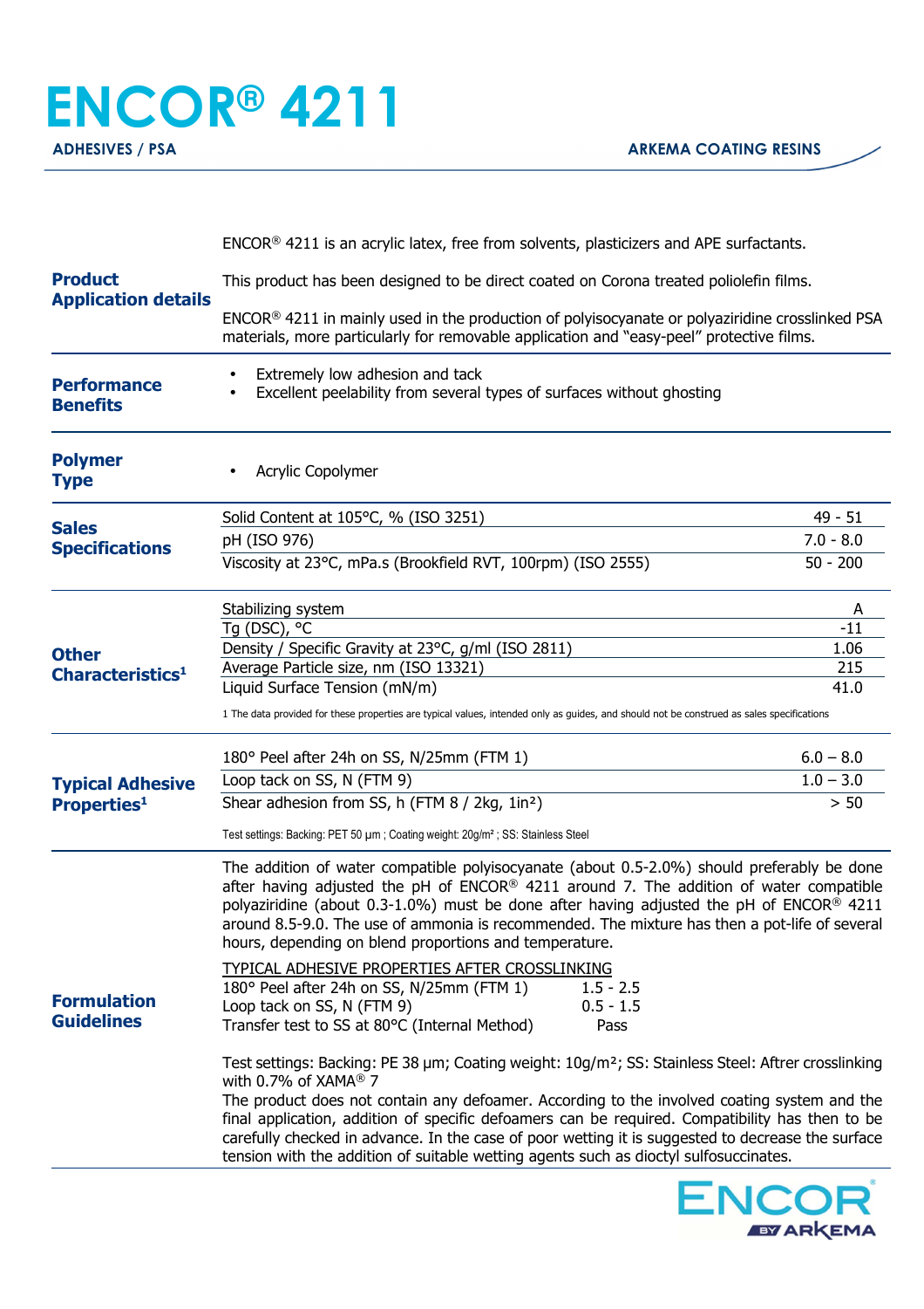# ENCOR® 4211

**ADHESIVES / PSA** — **ARKEMA COATING RESINS**

## Product Application details

ENCOR® 4211 is an acrylic latex, free from solvents, plasticizers and APE surfactants.

This product has been designed to be direct coated on Corona treated poliolefin films.

ENCOR® 4211 in mainly used in the production of polyisocyanate or polyaziridine crosslinked PSA materials, more particularly for removable application and "easy-peel" protective films.

## Performance Benefits

- Extremely low adhesion and tack
- Excellent peelability from several types of surfaces without ghosting

## Polymer Type

- Acrylic Copolymer

## Sales Specifications

| Property | Value |
|---|---|
| Solid Content at 105°C, % (ISO 3251) | 49 - 51 |
| pH (ISO 976) | 7.0 - 8.0 |
| Viscosity at 23°C, mPa.s (Brookfield RVT, 100rpm) (ISO 2555) | 50 - 200 |

## Other Characteristics[1]

| Property | Value |
|---|---|
| Stabilizing system | A |
| Tg (DSC), °C | -11 |
| Density / Specific Gravity at 23°C, g/ml (ISO 2811) | 1.06 |
| Average Particle size, nm (ISO 13321) | 215 |
| Liquid Surface Tension (mN/m) | 41.0 |

1 The data provided for these properties are typical values, intended only as guides, and should not be construed as sales specifications

## Typical Adhesive Properties[1]

| Property | Value |
|---|---|
| 180° Peel after 24h on SS, N/25mm (FTM 1) | 6.0 – 8.0 |
| Loop tack on SS, N (FTM 9) | 1.0 – 3.0 |
| Shear adhesion from SS, h (FTM 8 / 2kg, 1in²) | > 50 |

Test settings: Backing: PET 50 µm ; Coating weight: 20g/m² ; SS: Stainless Steel

## Formulation Guidelines

The addition of water compatible polyisocyanate (about 0.5-2.0%) should preferably be done after having adjusted the pH of ENCOR® 4211 around 7. The addition of water compatible polyaziridine (about 0.3-1.0%) must be done after having adjusted the pH of ENCOR® 4211 around 8.5-9.0. The use of ammonia is recommended. The mixture has then a pot-life of several hours, depending on blend proportions and temperature.

TYPICAL ADHESIVE PROPERTIES AFTER CROSSLINKING

| Property | Value |
|---|---|
| 180° Peel after 24h on SS, N/25mm (FTM 1) | 1.5 - 2.5 |
| Loop tack on SS, N (FTM 9) | 0.5 - 1.5 |
| Transfer test to SS at 80°C (Internal Method) | Pass |

Test settings: Backing: PE 38 µm; Coating weight: 10g/m²; SS: Stainless Steel: Aftrer crosslinking with 0.7% of XAMA® 7

The product does not contain any defoamer. According to the involved coating system and the final application, addition of specific defoamers can be required. Compatibility has then to be carefully checked in advance. In the case of poor wetting it is suggested to decrease the surface tension with the addition of suitable wetting agents such as dioctyl sulfosuccinates.

ENCOR BY ARKEMA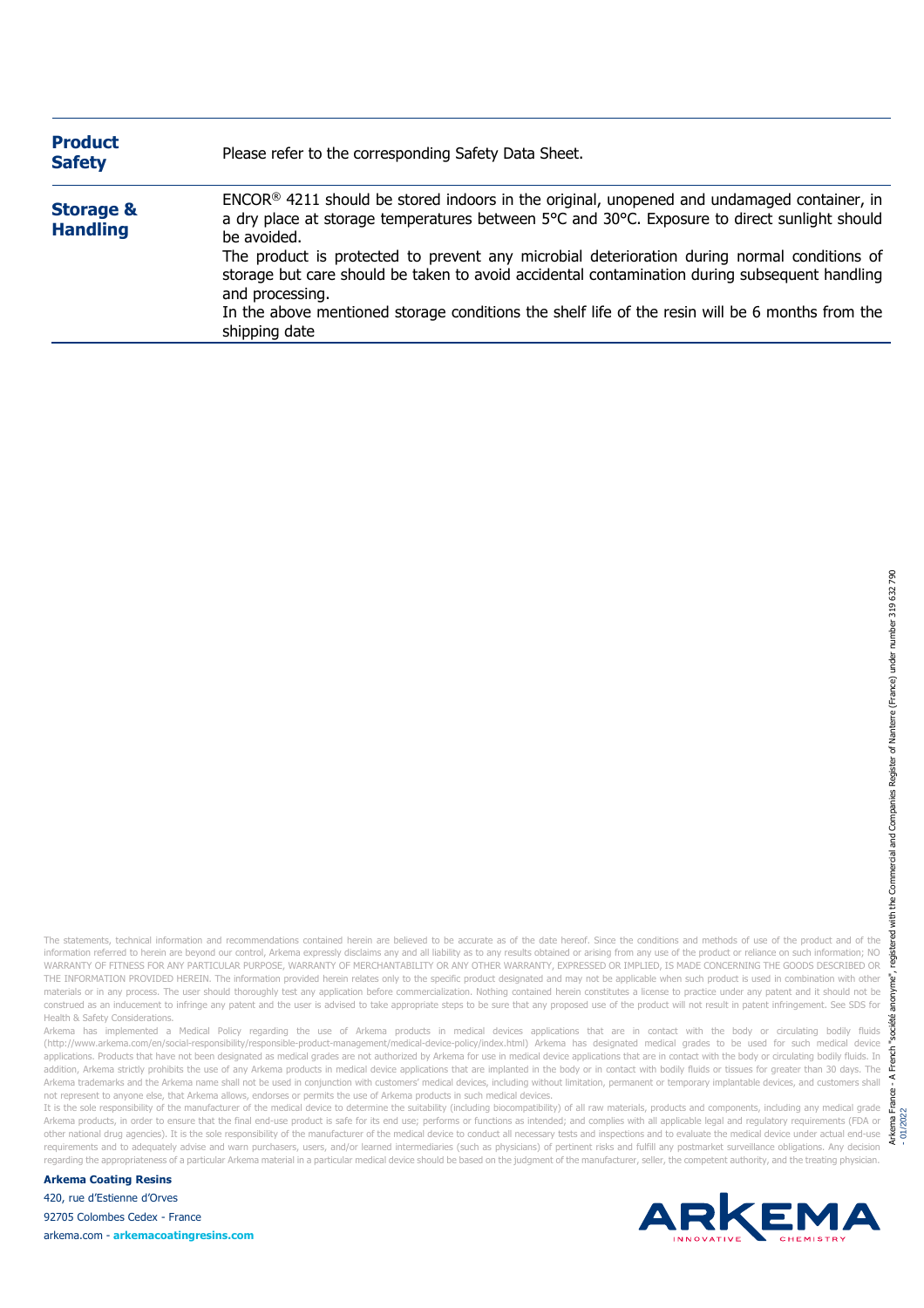| | |
|---|---|
| **Product Safety** | Please refer to the corresponding Safety Data Sheet. |
| **Storage & Handling** | ENCOR® 4211 should be stored indoors in the original, unopened and undamaged container, in a dry place at storage temperatures between 5°C and 30°C. Exposure to direct sunlight should be avoided.<br>The product is protected to prevent any microbial deterioration during normal conditions of storage but care should be taken to avoid accidental contamination during subsequent handling and processing.<br>In the above mentioned storage conditions the shelf life of the resin will be 6 months from the shipping date |

The statements, technical information and recommendations contained herein are believed to be accurate as of the date hereof. Since the conditions and methods of use of the product and of the information referred to herein are beyond our control, Arkema expressly disclaims any and all liability as to any results obtained or arising from any use of the product or reliance on such information; NO WARRANTY OF FITNESS FOR ANY PARTICULAR PURPOSE, WARRANTY OF MERCHANTABILITY OR ANY OTHER WARRANTY, EXPRESSED OR IMPLIED, IS MADE CONCERNING THE GOODS DESCRIBED OR THE INFORMATION PROVIDED HEREIN. The information provided herein relates only to the specific product designated and may not be applicable when such product is used in combination with other materials or in any process. The user should thoroughly test any application before commercialization. Nothing contained herein constitutes a license to practice under any patent and it should not be construed as an inducement to infringe any patent and the user is advised to take appropriate steps to be sure that any proposed use of the product will not result in patent infringement. See SDS for Health & Safety Considerations.

Arkema has implemented a Medical Policy regarding the use of Arkema products in medical devices applications that are in contact with the body or circulating bodily fluids (http://www.arkema.com/en/social-responsibility/responsible-product-management/medical-device-policy/index.html) Arkema has designated medical grades to be used for such medical device applications. Products that have not been designated as medical grades are not authorized by Arkema for use in medical device applications that are in contact with the body or circulating bodily fluids. In addition, Arkema strictly prohibits the use of any Arkema products in medical device applications that are implanted in the body or in contact with bodily fluids or tissues for greater than 30 days. The Arkema trademarks and the Arkema name shall not be used in conjunction with customers' medical devices, including without limitation, permanent or temporary implantable devices, and customers shall not represent to anyone else, that Arkema allows, endorses or permits the use of Arkema products in such medical devices.

It is the sole responsibility of the manufacturer of the medical device to determine the suitability (including biocompatibility) of all raw materials, products and components, including any medical grade Arkema products, in order to ensure that the final end-use product is safe for its end use; performs or functions as intended; and complies with all applicable legal and regulatory requirements (FDA or other national drug agencies). It is the sole responsibility of the manufacturer of the medical device to conduct all necessary tests and inspections and to evaluate the medical device under actual end-use requirements and to adequately advise and warn purchasers, users, and/or learned intermediaries (such as physicians) of pertinent risks and fulfill any postmarket surveillance obligations. Any decision regarding the appropriateness of a particular Arkema material in a particular medical device should be based on the judgment of the manufacturer, seller, the competent authority, and the treating physician.

Arkema France - A French "société anonyme", registered with the Commercial and Companies Register of Nanterre (France) under number 319 632 790 - 01/2022

**Arkema Coating Resins**
420, rue d'Estienne d'Orves
92705 Colombes Cedex - France
arkema.com - **arkemacoatingresins.com**

ARKEMA INNOVATIVE CHEMISTRY